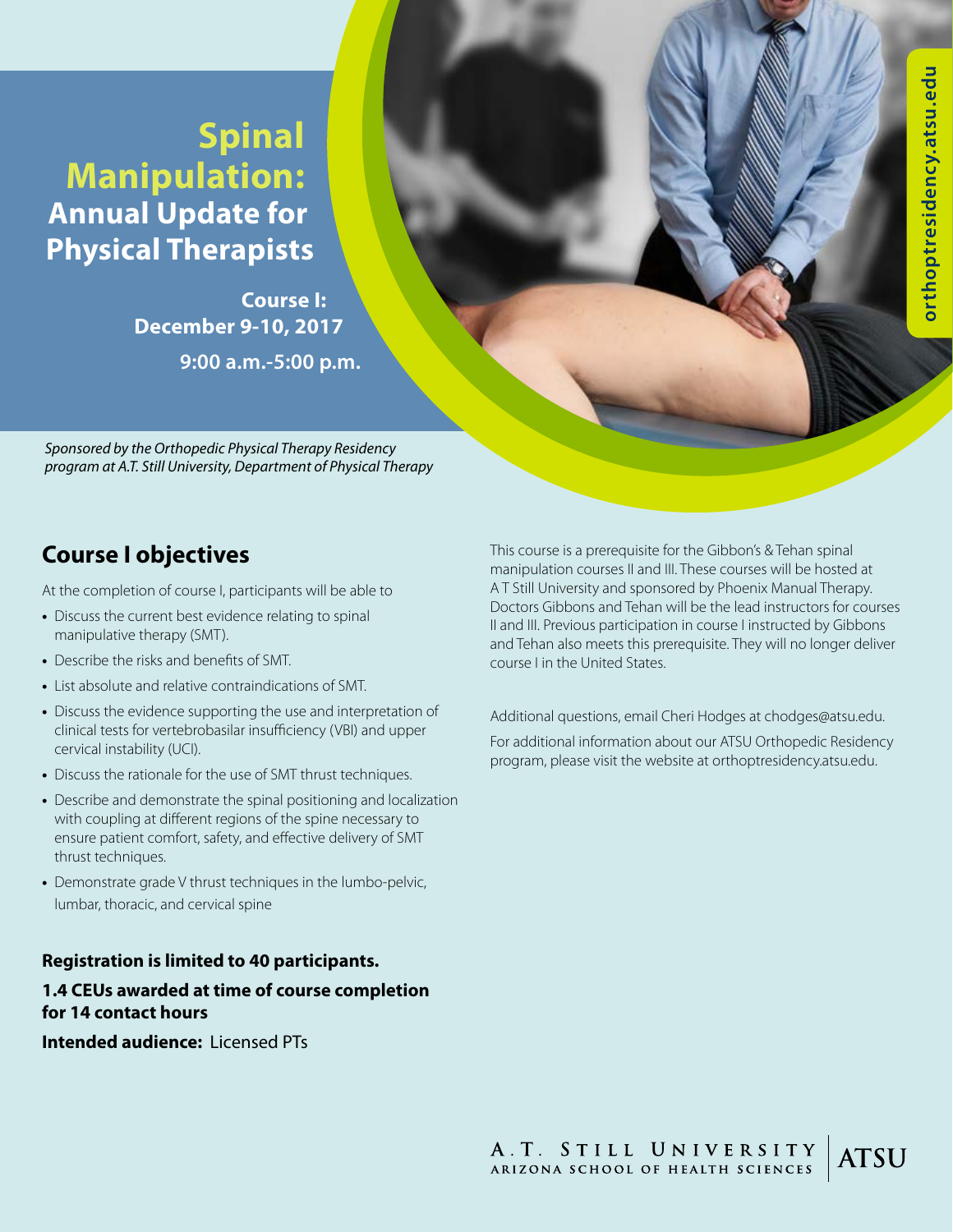# Spinal Manipulation: Annual Update for Physical Therapists

**Course I: December 9-10, 2017**

**9:00 a.m.-5:00 p.m.**

*Sponsored by the Orthopedic Physical Therapy Residency program at A.T. Still University, Department of Physical Therapy*

orthoptresidency.atsu.edu

## Course I objectives

At the completion of course I, participants will be able to

- Discuss the current best evidence relating to spinal manipulative therapy (SMT).
- Describe the risks and benefits of SMT.
- List absolute and relative contraindications of SMT.
- Discuss the evidence supporting the use and interpretation of clinical tests for vertebrobasilar insufficiency (VBI) and upper cervical instability (UCI).
- Discuss the rationale for the use of SMT thrust techniques.
- Describe and demonstrate the spinal positioning and localization with coupling at different regions of the spine necessary to ensure patient comfort, safety, and effective delivery of SMT thrust techniques.
- Demonstrate grade V thrust techniques in the lumbo-pelvic, lumbar, thoracic, and cervical spine

**Registration is limited to 40 participants.**

**1.4 CEUs awarded at time of course completion for 14 contact hours**

**Intended audience:** Licensed PTs

This course is a prerequisite for the Gibbon's & Tehan spinal manipulation courses II and III. These courses will be hosted at A T Still University and sponsored by Phoenix Manual Therapy. Doctors Gibbons and Tehan will be the lead instructors for courses II and III. Previous participation in course I instructed by Gibbons and Tehan also meets this prerequisite. They will no longer deliver course I in the United States.

Additional questions, email Cheri Hodges at chodges@atsu.edu.

For additional information about our ATSU Orthopedic Residency program, please visit the website at orthoptresidency.atsu.edu.

A.T. Still University
Arizona School of Health Sciences
ATSU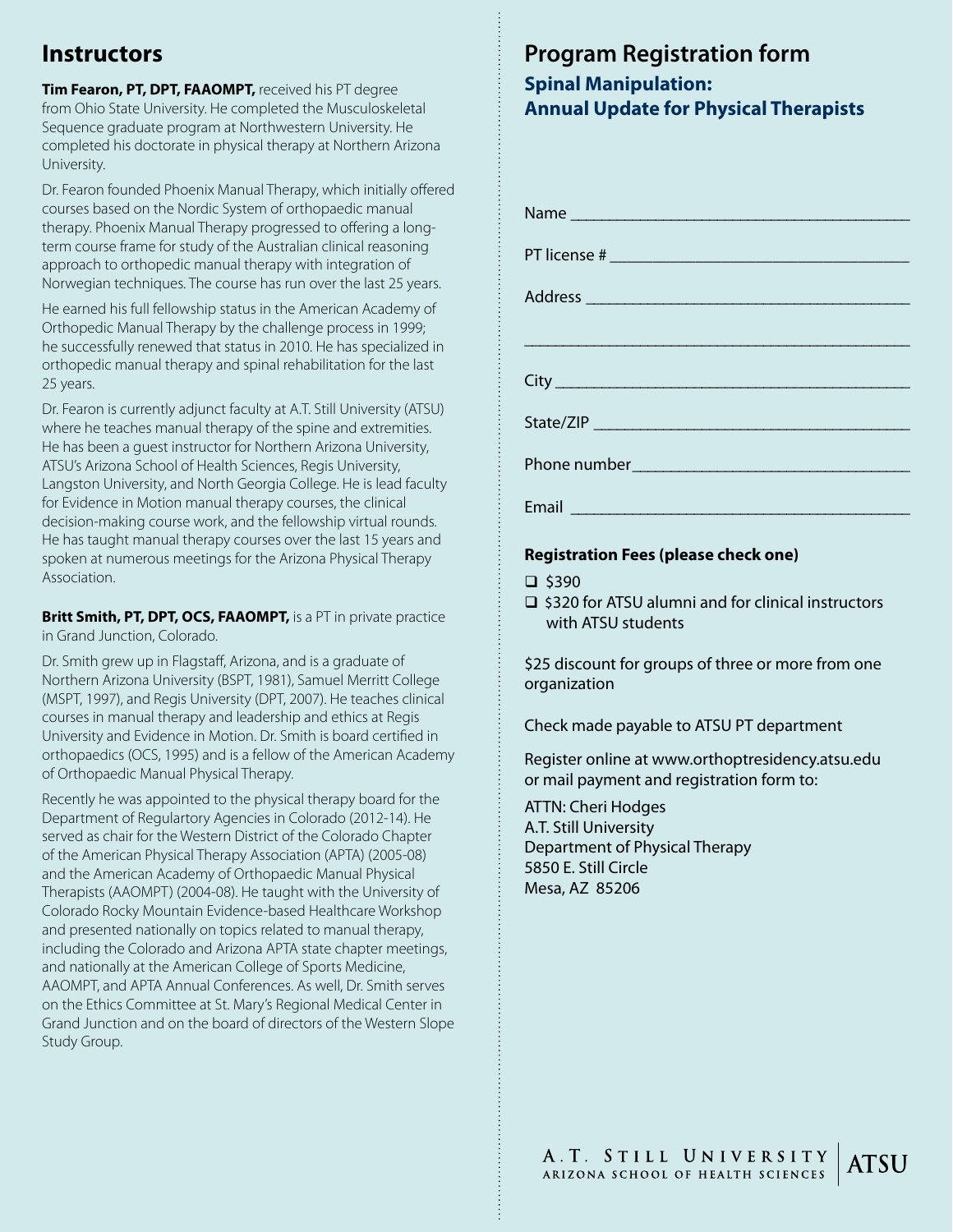## Instructors

**Tim Fearon, PT, DPT, FAAOMPT,** received his PT degree from Ohio State University. He completed the Musculoskeletal Sequence graduate program at Northwestern University. He completed his doctorate in physical therapy at Northern Arizona University.

Dr. Fearon founded Phoenix Manual Therapy, which initially offered courses based on the Nordic System of orthopaedic manual therapy. Phoenix Manual Therapy progressed to offering a long-term course frame for study of the Australian clinical reasoning approach to orthopedic manual therapy with integration of Norwegian techniques. The course has run over the last 25 years.

He earned his full fellowship status in the American Academy of Orthopedic Manual Therapy by the challenge process in 1999; he successfully renewed that status in 2010. He has specialized in orthopedic manual therapy and spinal rehabilitation for the last 25 years.

Dr. Fearon is currently adjunct faculty at A.T. Still University (ATSU) where he teaches manual therapy of the spine and extremities. He has been a guest instructor for Northern Arizona University, ATSU's Arizona School of Health Sciences, Regis University, Langston University, and North Georgia College. He is lead faculty for Evidence in Motion manual therapy courses, the clinical decision-making course work, and the fellowship virtual rounds. He has taught manual therapy courses over the last 15 years and spoken at numerous meetings for the Arizona Physical Therapy Association.

**Britt Smith, PT, DPT, OCS, FAAOMPT,** is a PT in private practice in Grand Junction, Colorado.

Dr. Smith grew up in Flagstaff, Arizona, and is a graduate of Northern Arizona University (BSPT, 1981), Samuel Merritt College (MSPT, 1997), and Regis University (DPT, 2007). He teaches clinical courses in manual therapy and leadership and ethics at Regis University and Evidence in Motion. Dr. Smith is board certified in orthopaedics (OCS, 1995) and is a fellow of the American Academy of Orthopaedic Manual Physical Therapy.

Recently he was appointed to the physical therapy board for the Department of Regulartory Agencies in Colorado (2012-14). He served as chair for the Western District of the Colorado Chapter of the American Physical Therapy Association (APTA) (2005-08) and the American Academy of Orthopaedic Manual Physical Therapists (AAOMPT) (2004-08). He taught with the University of Colorado Rocky Mountain Evidence-based Healthcare Workshop and presented nationally on topics related to manual therapy, including the Colorado and Arizona APTA state chapter meetings, and nationally at the American College of Sports Medicine, AAOMPT, and APTA Annual Conferences. As well, Dr. Smith serves on the Ethics Committee at St. Mary's Regional Medical Center in Grand Junction and on the board of directors of the Western Slope Study Group.

## Program Registration form

### Spinal Manipulation: Annual Update for Physical Therapists

Name ________________________________________

PT license # __________________________________

Address ______________________________________

______________________________________________

City _________________________________________

State/ZIP _____________________________________

Phone number_________________________________

Email ________________________________________

**Registration Fees (please check one)**

- ❑ $390
- ❑ $320 for ATSU alumni and for clinical instructors with ATSU students

$25 discount for groups of three or more from one organization

Check made payable to ATSU PT department

Register online at www.orthoptresidency.atsu.edu or mail payment and registration form to:

ATTN: Cheri Hodges
A.T. Still University
Department of Physical Therapy
5850 E. Still Circle
Mesa, AZ 85206

A.T. Still University
Arizona School of Health Sciences
ATSU